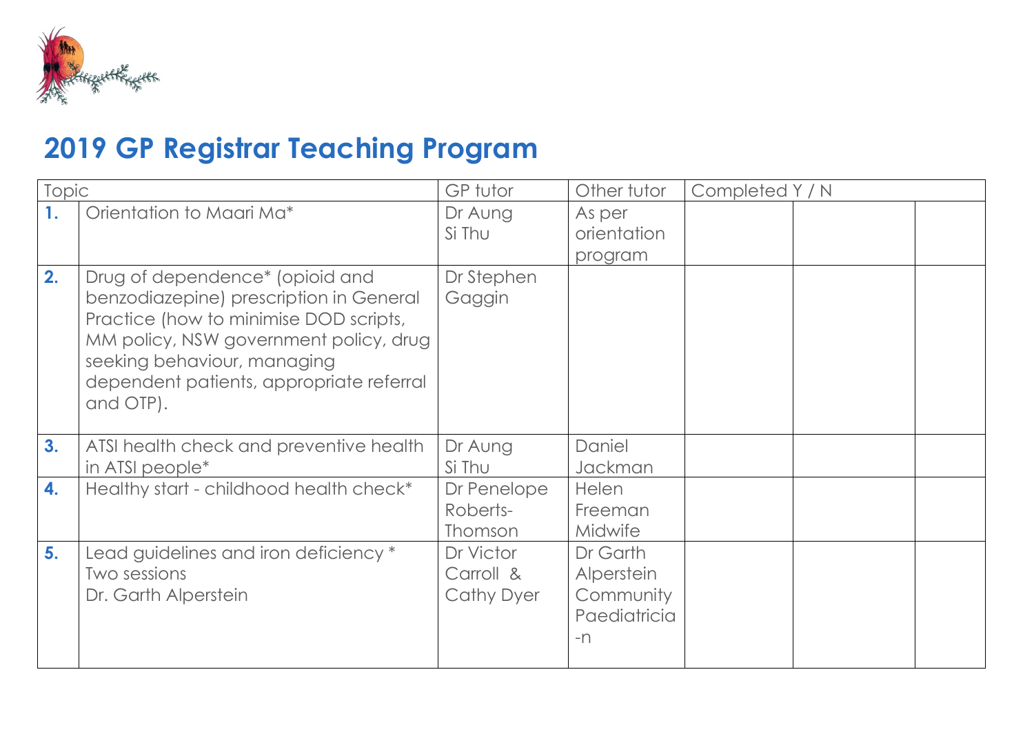# 2019 GP Registrar Teaching Program

| Topic | | GP tutor | Other tutor | Completed Y / N | | |
|---|---|---|---|---|---|---|
| **1.** | Orientation to Maari Ma* | Dr Aung Si Thu | As per orientation program | | | |
| **2.** | Drug of dependence* (opioid and benzodiazepine) prescription in General Practice (how to minimise DOD scripts, MM policy, NSW government policy, drug seeking behaviour, managing dependent patients, appropriate referral and OTP). | Dr Stephen Gaggin | | | | |
| **3.** | ATSI health check and preventive health in ATSI people* | Dr Aung Si Thu | Daniel Jackman | | | |
| **4.** | Healthy start - childhood health check* | Dr Penelope Roberts-Thomson | Helen Freeman Midwife | | | |
| **5.** | Lead guidelines and iron deficiency * Two sessions Dr. Garth Alperstein | Dr Victor Carroll & Cathy Dyer | Dr Garth Alperstein Community Paediatrician | | | |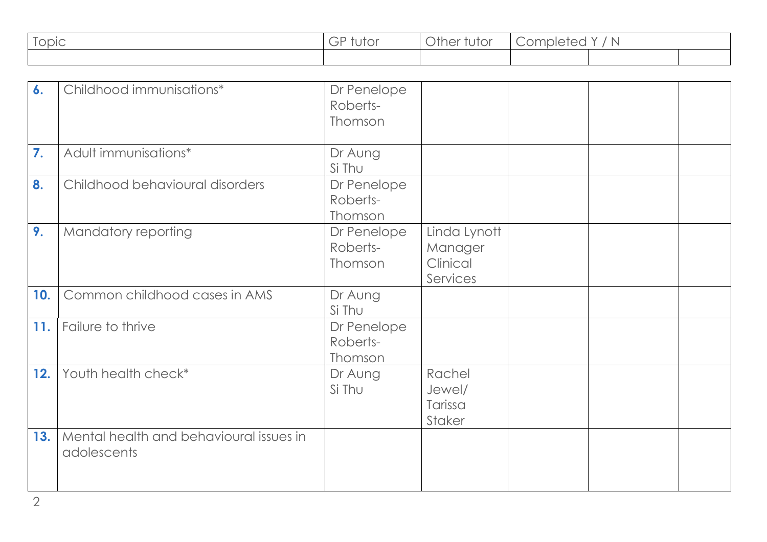| | Topic | GP tutor | Other tutor | Completed Y / N | | |
|---|---|---|---|---|---|---|
| **6.** | Childhood immunisations* | Dr Penelope Roberts-Thomson | | | | |
| **7.** | Adult immunisations* | Dr Aung Si Thu | | | | |
| **8.** | Childhood behavioural disorders | Dr Penelope Roberts-Thomson | | | | |
| **9.** | Mandatory reporting | Dr Penelope Roberts-Thomson | Linda Lynott Manager Clinical Services | | | |
| **10.** | Common childhood cases in AMS | Dr Aung Si Thu | | | | |
| **11.** | Failure to thrive | Dr Penelope Roberts-Thomson | | | | |
| **12.** | Youth health check* | Dr Aung Si Thu | Rachel Jewel/ Tarissa Staker | | | |
| **13.** | Mental health and behavioural issues in adolescents | | | | | |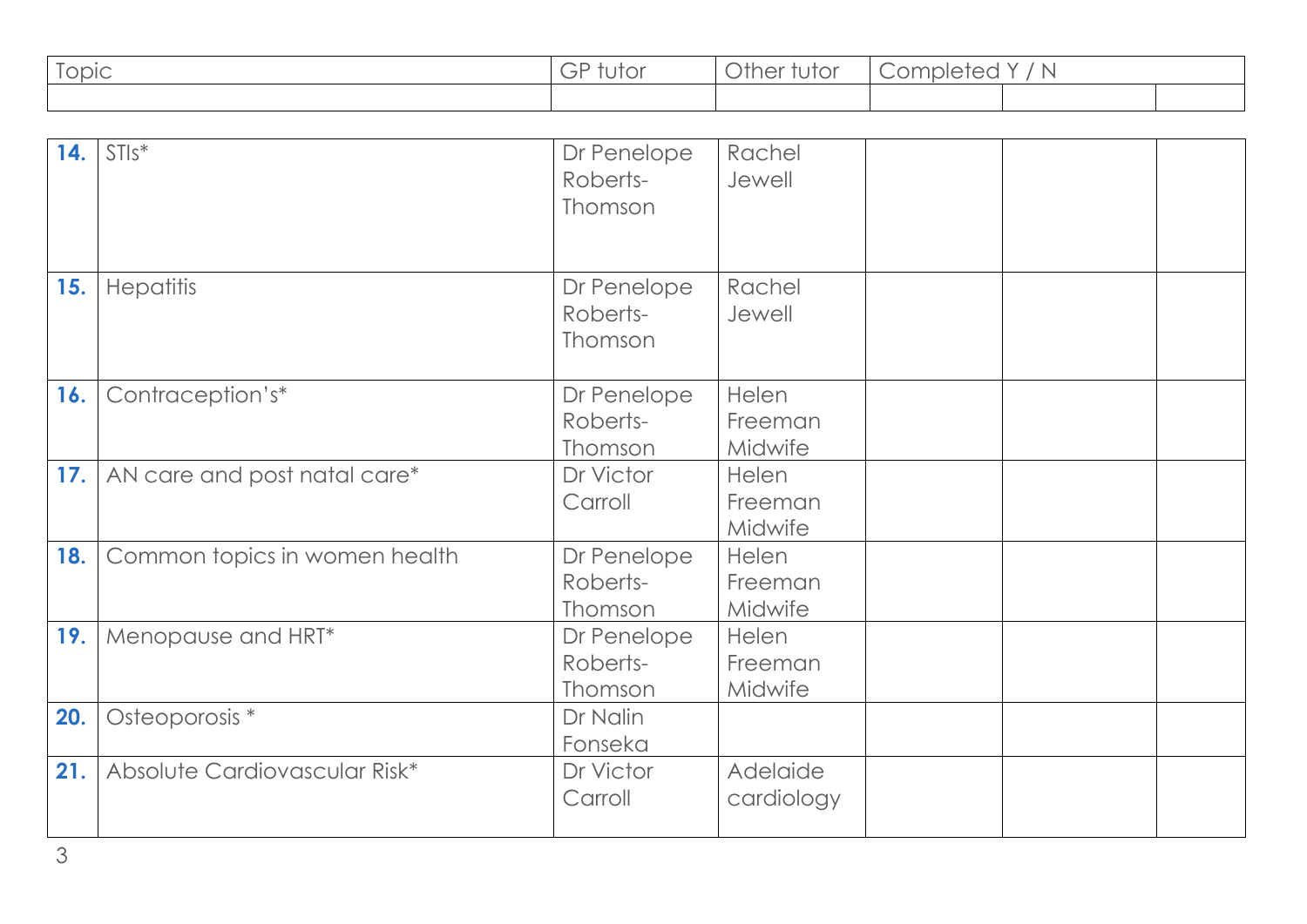| Topic | | GP tutor | Other tutor | Completed Y / N | | |
|---|---|---|---|---|---|---|
| | | | | | | |
| **14.** | STIs* | Dr Penelope Roberts-Thomson | Rachel Jewell | | | |
| **15.** | Hepatitis | Dr Penelope Roberts-Thomson | Rachel Jewell | | | |
| **16.** | Contraception's* | Dr Penelope Roberts-Thomson | Helen Freeman Midwife | | | |
| **17.** | AN care and post natal care* | Dr Victor Carroll | Helen Freeman Midwife | | | |
| **18.** | Common topics in women health | Dr Penelope Roberts-Thomson | Helen Freeman Midwife | | | |
| **19.** | Menopause and HRT* | Dr Penelope Roberts-Thomson | Helen Freeman Midwife | | | |
| **20.** | Osteoporosis * | Dr Nalin Fonseka | | | | |
| **21.** | Absolute Cardiovascular Risk* | Dr Victor Carroll | Adelaide cardiology | | | |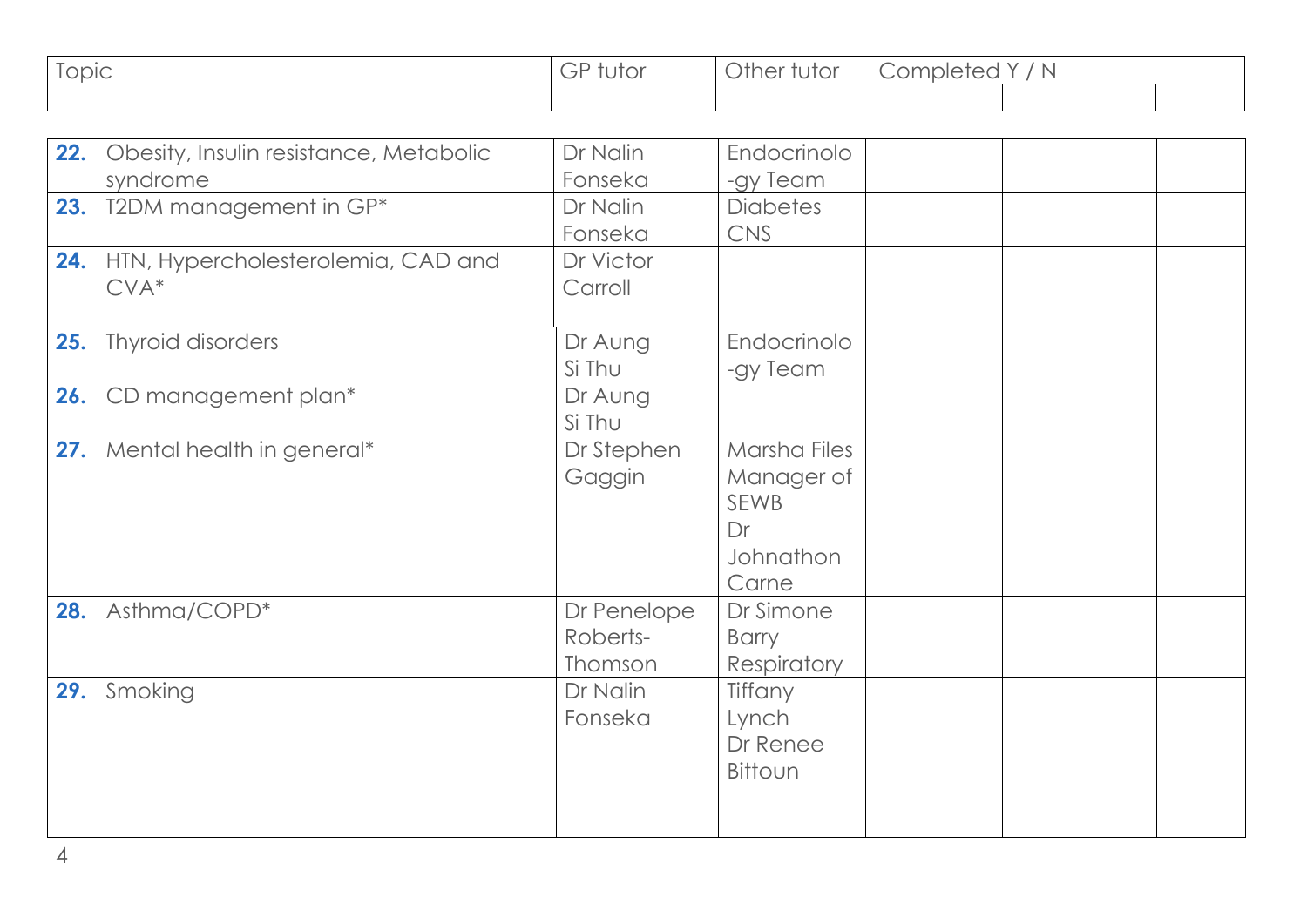| | Topic | GP tutor | Other tutor | Completed Y / N | | |
|---|---|---|---|---|---|---|
| **22.** | Obesity, Insulin resistance, Metabolic syndrome | Dr Nalin Fonseka | Endocrinolo-gy Team | | | |
| **23.** | T2DM management in GP* | Dr Nalin Fonseka | Diabetes CNS | | | |
| **24.** | HTN, Hypercholesterolemia, CAD and CVA* | Dr Victor Carroll | | | | |
| **25.** | Thyroid disorders | Dr Aung Si Thu | Endocrinolo-gy Team | | | |
| **26.** | CD management plan* | Dr Aung Si Thu | | | | |
| **27.** | Mental health in general* | Dr Stephen Gaggin | Marsha Files Manager of SEWB Dr Johnathon Carne | | | |
| **28.** | Asthma/COPD* | Dr Penelope Roberts-Thomson | Dr Simone Barry Respiratory | | | |
| **29.** | Smoking | Dr Nalin Fonseka | Tiffany Lynch Dr Renee Bittoun | | | |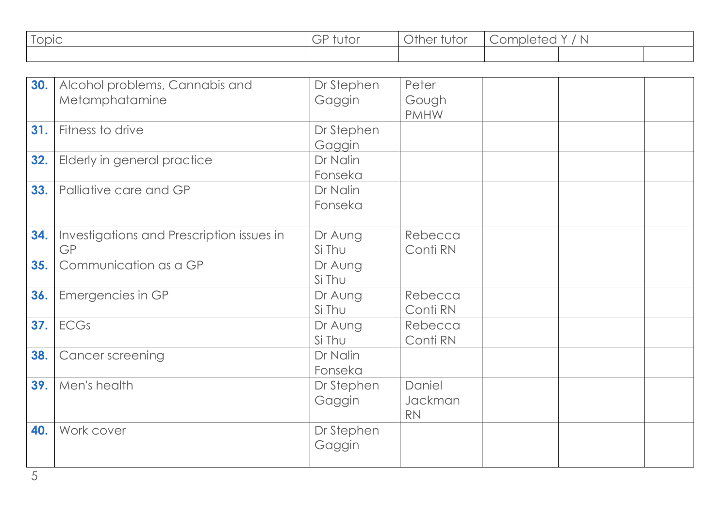| | Topic | GP tutor | Other tutor | Completed Y / N | | |
|---|---|---|---|---|---|---|
| | | | | | | |
| **30.** | Alcohol problems, Cannabis and Metamphatamine | Dr Stephen Gaggin | Peter Gough PMHW | | | |
| **31.** | Fitness to drive | Dr Stephen Gaggin | | | | |
| **32.** | Elderly in general practice | Dr Nalin Fonseka | | | | |
| **33.** | Palliative care and GP | Dr Nalin Fonseka | | | | |
| **34.** | Investigations and Prescription issues in GP | Dr Aung Si Thu | Rebecca Conti RN | | | |
| **35.** | Communication as a GP | Dr Aung Si Thu | | | | |
| **36.** | Emergencies in GP | Dr Aung Si Thu | Rebecca Conti RN | | | |
| **37.** | ECGs | Dr Aung Si Thu | Rebecca Conti RN | | | |
| **38.** | Cancer screening | Dr Nalin Fonseka | | | | |
| **39.** | Men's health | Dr Stephen Gaggin | Daniel Jackman RN | | | |
| **40.** | Work cover | Dr Stephen Gaggin | | | | |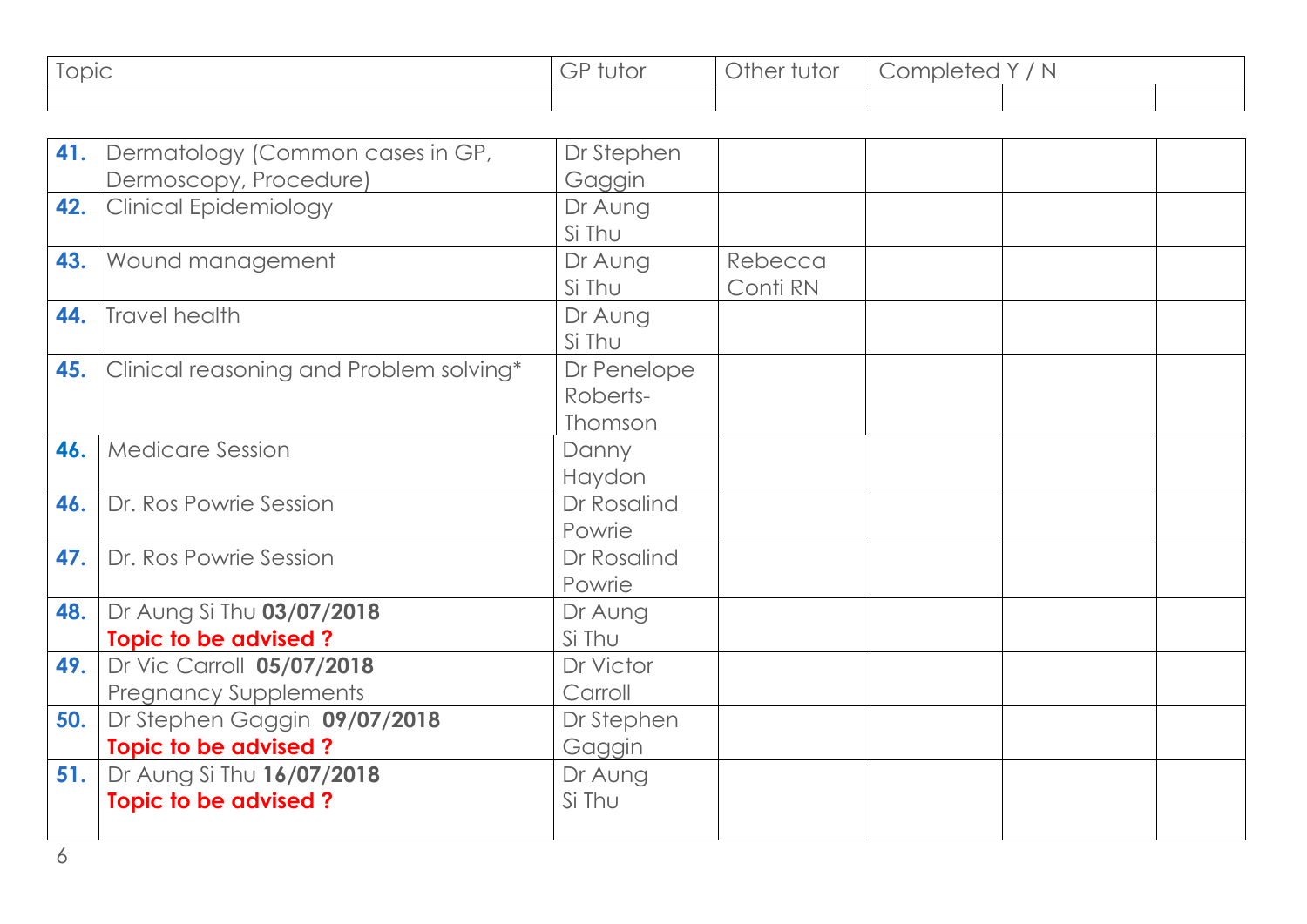| | Topic | GP tutor | Other tutor | Completed Y / N | | |
|---|---|---|---|---|---|---|
| | | | | | | |
| **41.** | Dermatology (Common cases in GP, Dermoscopy, Procedure) | Dr Stephen Gaggin | | | | |
| **42.** | Clinical Epidemiology | Dr Aung Si Thu | | | | |
| **43.** | Wound management | Dr Aung Si Thu | Rebecca Conti RN | | | |
| **44.** | Travel health | Dr Aung Si Thu | | | | |
| **45.** | Clinical reasoning and Problem solving* | Dr Penelope Roberts-Thomson | | | | |
| **46.** | Medicare Session | Danny Haydon | | | | |
| **46.** | Dr. Ros Powrie Session | Dr Rosalind Powrie | | | | |
| **47.** | Dr. Ros Powrie Session | Dr Rosalind Powrie | | | | |
| **48.** | Dr Aung Si Thu **03/07/2018** **Topic to be advised ?** | Dr Aung Si Thu | | | | |
| **49.** | Dr Vic Carroll **05/07/2018** Pregnancy Supplements | Dr Victor Carroll | | | | |
| **50.** | Dr Stephen Gaggin **09/07/2018** **Topic to be advised ?** | Dr Stephen Gaggin | | | | |
| **51.** | Dr Aung Si Thu **16/07/2018** **Topic to be advised ?** | Dr Aung Si Thu | | | | |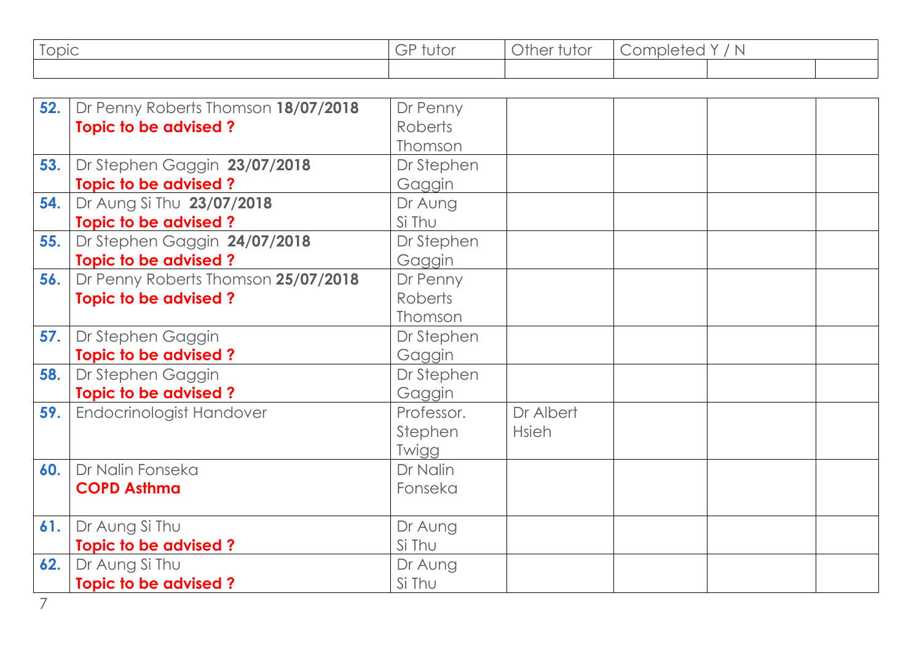| | Topic | GP tutor | Other tutor | Completed Y / N | | |
|---|---|---|---|---|---|---|
| | | | | | | |
| **52.** | Dr Penny Roberts Thomson **18/07/2018** **Topic to be advised ?** | Dr Penny Roberts Thomson | | | | |
| **53.** | Dr Stephen Gaggin **23/07/2018** **Topic to be advised ?** | Dr Stephen Gaggin | | | | |
| **54.** | Dr Aung Si Thu **23/07/2018** **Topic to be advised ?** | Dr Aung Si Thu | | | | |
| **55.** | Dr Stephen Gaggin **24/07/2018** **Topic to be advised ?** | Dr Stephen Gaggin | | | | |
| **56.** | Dr Penny Roberts Thomson **25/07/2018** **Topic to be advised ?** | Dr Penny Roberts Thomson | | | | |
| **57.** | Dr Stephen Gaggin **Topic to be advised ?** | Dr Stephen Gaggin | | | | |
| **58.** | Dr Stephen Gaggin **Topic to be advised ?** | Dr Stephen Gaggin | | | | |
| **59.** | Endocrinologist Handover | Professor. Stephen Twigg | Dr Albert Hsieh | | | |
| **60.** | Dr Nalin Fonseka **COPD Asthma** | Dr Nalin Fonseka | | | | |
| **61.** | Dr Aung Si Thu **Topic to be advised ?** | Dr Aung Si Thu | | | | |
| **62.** | Dr Aung Si Thu **Topic to be advised ?** | Dr Aung Si Thu | | | | |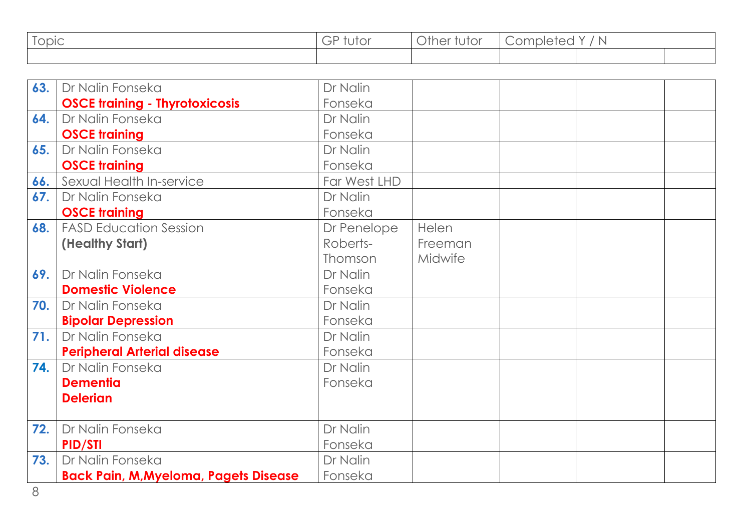| | Topic | GP tutor | Other tutor | Completed Y / N | | |
|---|---|---|---|---|---|---|
| | | | | | | |
| **63.** | Dr Nalin Fonseka **OSCE training - Thyrotoxicosis** | Dr Nalin Fonseka | | | | |
| **64.** | Dr Nalin Fonseka **OSCE training** | Dr Nalin Fonseka | | | | |
| **65.** | Dr Nalin Fonseka **OSCE training** | Dr Nalin Fonseka | | | | |
| **66.** | Sexual Health In-service | Far West LHD | | | | |
| **67.** | Dr Nalin Fonseka **OSCE training** | Dr Nalin Fonseka | | | | |
| **68.** | FASD Education Session **(Healthy Start)** | Dr Penelope Roberts-Thomson | Helen Freeman Midwife | | | |
| **69.** | Dr Nalin Fonseka **Domestic Violence** | Dr Nalin Fonseka | | | | |
| **70.** | Dr Nalin Fonseka **Bipolar Depression** | Dr Nalin Fonseka | | | | |
| **71.** | Dr Nalin Fonseka **Peripheral Arterial disease** | Dr Nalin Fonseka | | | | |
| **74.** | Dr Nalin Fonseka **Dementia** **Delerian** | Dr Nalin Fonseka | | | | |
| **72.** | Dr Nalin Fonseka **PID/STI** | Dr Nalin Fonseka | | | | |
| **73.** | Dr Nalin Fonseka **Back Pain, M,Myeloma, Pagets Disease** | Dr Nalin Fonseka | | | | |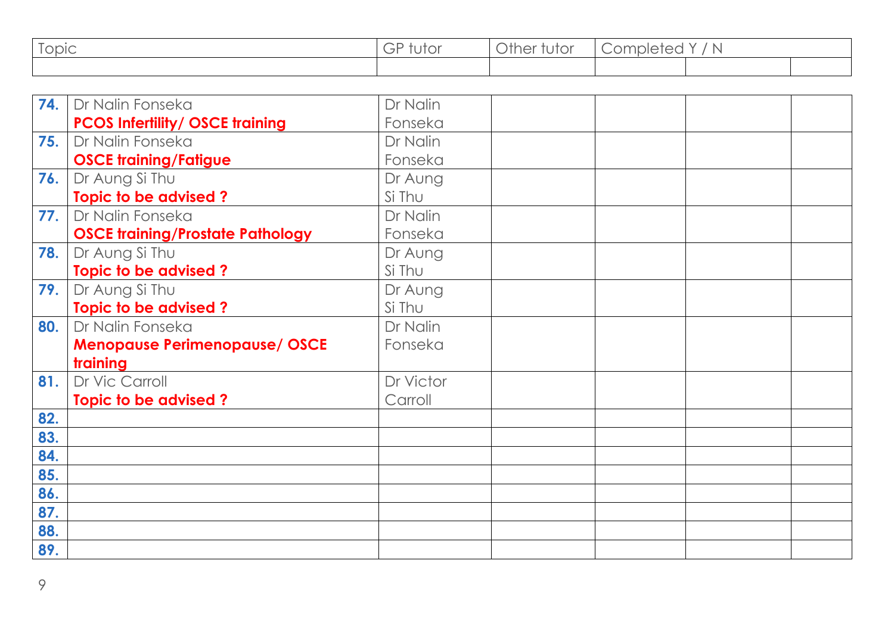| | Topic | GP tutor | Other tutor | Completed Y / N | | |
|---|---|---|---|---|---|---|
| | | | | | | |
| **74.** | Dr Nalin Fonseka **PCOS Infertility/ OSCE training** | Dr Nalin Fonseka | | | | |
| **75.** | Dr Nalin Fonseka **OSCE training/Fatigue** | Dr Nalin Fonseka | | | | |
| **76.** | Dr Aung Si Thu **Topic to be advised ?** | Dr Aung Si Thu | | | | |
| **77.** | Dr Nalin Fonseka **OSCE training/Prostate Pathology** | Dr Nalin Fonseka | | | | |
| **78.** | Dr Aung Si Thu **Topic to be advised ?** | Dr Aung Si Thu | | | | |
| **79.** | Dr Aung Si Thu **Topic to be advised ?** | Dr Aung Si Thu | | | | |
| **80.** | Dr Nalin Fonseka **Menopause Perimenopause/ OSCE training** | Dr Nalin Fonseka | | | | |
| **81.** | Dr Vic Carroll **Topic to be advised ?** | Dr Victor Carroll | | | | |
| **82.** | | | | | | |
| **83.** | | | | | | |
| **84.** | | | | | | |
| **85.** | | | | | | |
| **86.** | | | | | | |
| **87.** | | | | | | |
| **88.** | | | | | | |
| **89.** | | | | | | |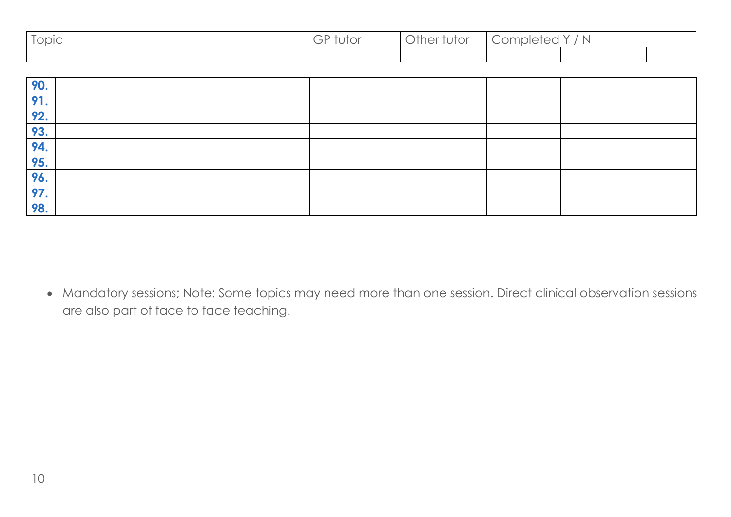| Topic | | GP tutor | Other tutor | Completed Y / N | | |
|---|---|---|---|---|---|---|
| | | | | | | |
| **90.** | | | | | | |
| **91.** | | | | | | |
| **92.** | | | | | | |
| **93.** | | | | | | |
| **94.** | | | | | | |
| **95.** | | | | | | |
| **96.** | | | | | | |
| **97.** | | | | | | |
| **98.** | | | | | | |

- Mandatory sessions; Note: Some topics may need more than one session. Direct clinical observation sessions are also part of face to face teaching.